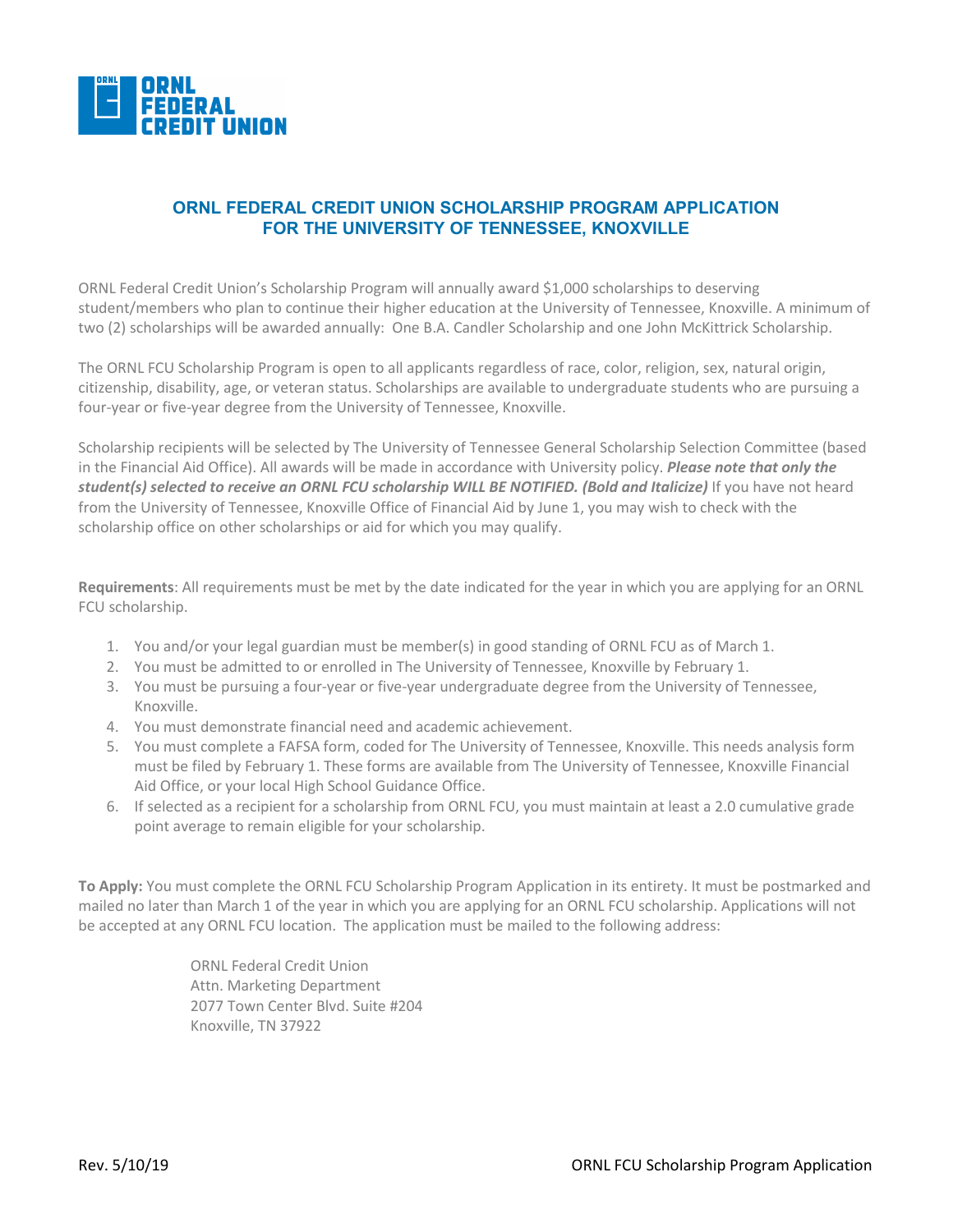ORNL FEDERAL CREDIT UNION

# ORNL FEDERAL CREDIT UNION SCHOLARSHIP PROGRAM APPLICATION FOR THE UNIVERSITY OF TENNESSEE, KNOXVILLE

ORNL Federal Credit Union's Scholarship Program will annually award $1,000 scholarships to deserving student/members who plan to continue their higher education at the University of Tennessee, Knoxville. A minimum of two (2) scholarships will be awarded annually: One B.A. Candler Scholarship and one John McKittrick Scholarship.

The ORNL FCU Scholarship Program is open to all applicants regardless of race, color, religion, sex, natural origin, citizenship, disability, age, or veteran status. Scholarships are available to undergraduate students who are pursuing a four-year or five-year degree from the University of Tennessee, Knoxville.

Scholarship recipients will be selected by The University of Tennessee General Scholarship Selection Committee (based in the Financial Aid Office). All awards will be made in accordance with University policy. ***Please note that only the student(s) selected to receive an ORNL FCU scholarship WILL BE NOTIFIED. (Bold and Italicize)*** If you have not heard from the University of Tennessee, Knoxville Office of Financial Aid by June 1, you may wish to check with the scholarship office on other scholarships or aid for which you may qualify.

**Requirements**: All requirements must be met by the date indicated for the year in which you are applying for an ORNL FCU scholarship.

1. You and/or your legal guardian must be member(s) in good standing of ORNL FCU as of March 1.
2. You must be admitted to or enrolled in The University of Tennessee, Knoxville by February 1.
3. You must be pursuing a four-year or five-year undergraduate degree from the University of Tennessee, Knoxville.
4. You must demonstrate financial need and academic achievement.
5. You must complete a FAFSA form, coded for The University of Tennessee, Knoxville. This needs analysis form must be filed by February 1. These forms are available from The University of Tennessee, Knoxville Financial Aid Office, or your local High School Guidance Office.
6. If selected as a recipient for a scholarship from ORNL FCU, you must maintain at least a 2.0 cumulative grade point average to remain eligible for your scholarship.

**To Apply:** You must complete the ORNL FCU Scholarship Program Application in its entirety. It must be postmarked and mailed no later than March 1 of the year in which you are applying for an ORNL FCU scholarship. Applications will not be accepted at any ORNL FCU location. The application must be mailed to the following address:

ORNL Federal Credit Union
Attn. Marketing Department
2077 Town Center Blvd. Suite #204
Knoxville, TN 37922

Rev. 5/10/19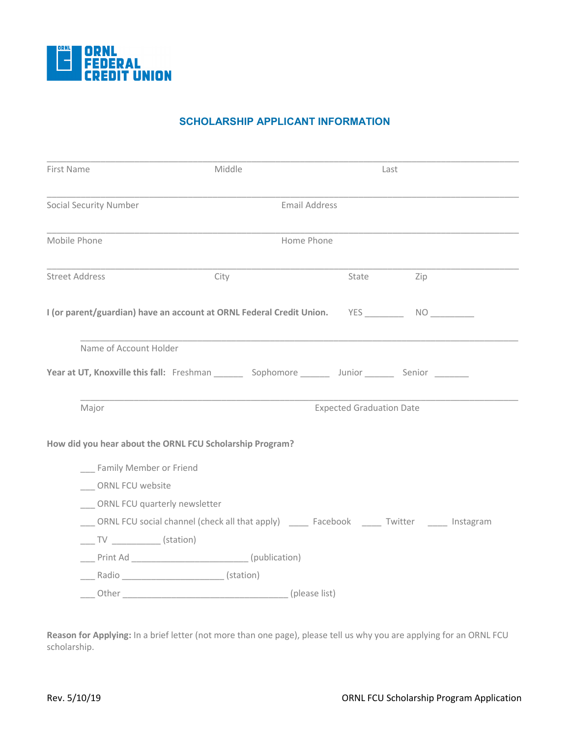ORNL FEDERAL CREDIT UNION

## SCHOLARSHIP APPLICANT INFORMATION

_______________________________________________________________________________

First Name | Middle | Last

_______________________________________________________________________________

Social Security Number | Email Address

_______________________________________________________________________________

Mobile Phone | Home Phone

_______________________________________________________________________________

Street Address | City | State | Zip

**I (or parent/guardian) have an account at ORNL Federal Credit Union.** YES ________ NO _________

_______________________________________________________________________________

Name of Account Holder

**Year at UT, Knoxville this fall:** Freshman ______ Sophomore ______ Junior ______ Senior _______

_______________________________________________________________________________

Major | Expected Graduation Date

**How did you hear about the ORNL FCU Scholarship Program?**

___ Family Member or Friend

___ ORNL FCU website

___ ORNL FCU quarterly newsletter

___ ORNL FCU social channel (check all that apply) ____ Facebook ____ Twitter ____ Instagram

___ TV __________ (station)

___ Print Ad ________________________ (publication)

___ Radio _____________________ (station)

___ Other __________________________________ (please list)

**Reason for Applying:** In a brief letter (not more than one page), please tell us why you are applying for an ORNL FCU scholarship.

Rev. 5/10/19

ORNL FCU Scholarship Program Application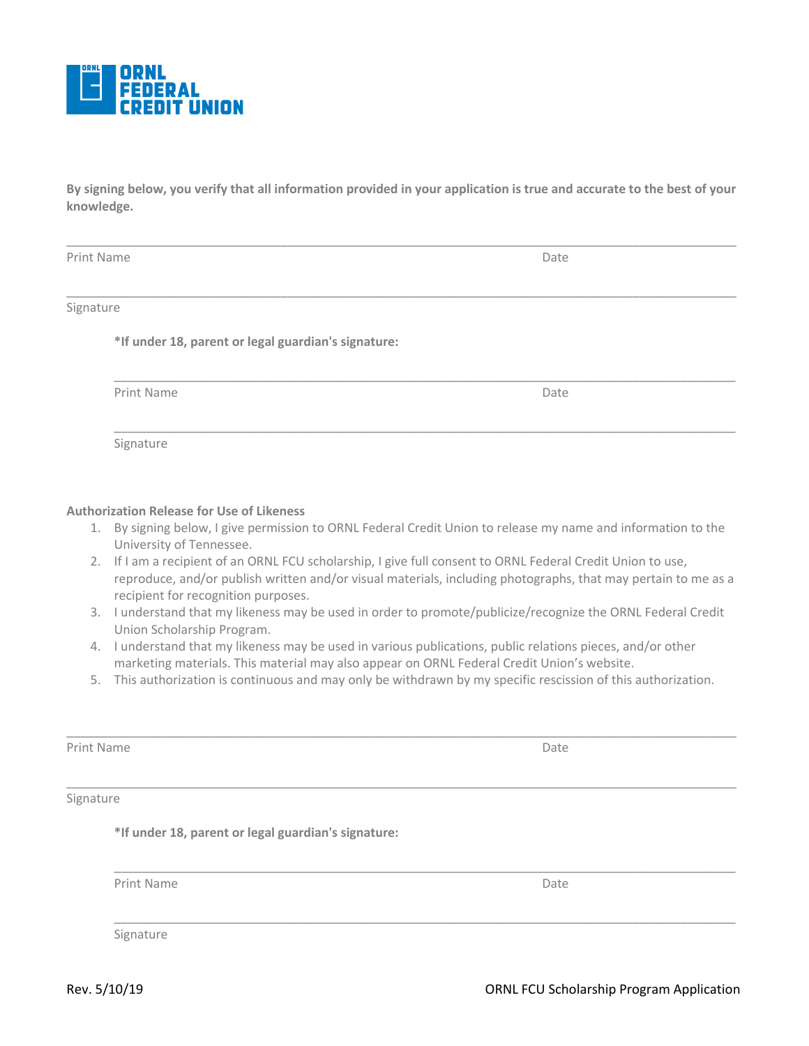**By signing below, you verify that all information provided in your application is true and accurate to the best of your knowledge.**

___________________________________________________________________________

Print Name Date

___________________________________________________________________________

Signature

**\*If under 18, parent or legal guardian's signature:**

___________________________________________________________________________

Print Name Date

___________________________________________________________________________

Signature

**Authorization Release for Use of Likeness**

1. By signing below, I give permission to ORNL Federal Credit Union to release my name and information to the University of Tennessee.
2. If I am a recipient of an ORNL FCU scholarship, I give full consent to ORNL Federal Credit Union to use, reproduce, and/or publish written and/or visual materials, including photographs, that may pertain to me as a recipient for recognition purposes.
3. I understand that my likeness may be used in order to promote/publicize/recognize the ORNL Federal Credit Union Scholarship Program.
4. I understand that my likeness may be used in various publications, public relations pieces, and/or other marketing materials. This material may also appear on ORNL Federal Credit Union's website.
5. This authorization is continuous and may only be withdrawn by my specific rescission of this authorization.

___________________________________________________________________________

Print Name Date

___________________________________________________________________________

Signature

**\*If under 18, parent or legal guardian's signature:**

___________________________________________________________________________

Print Name Date

___________________________________________________________________________

Signature

Rev. 5/10/19 ORNL FCU Scholarship Program Application